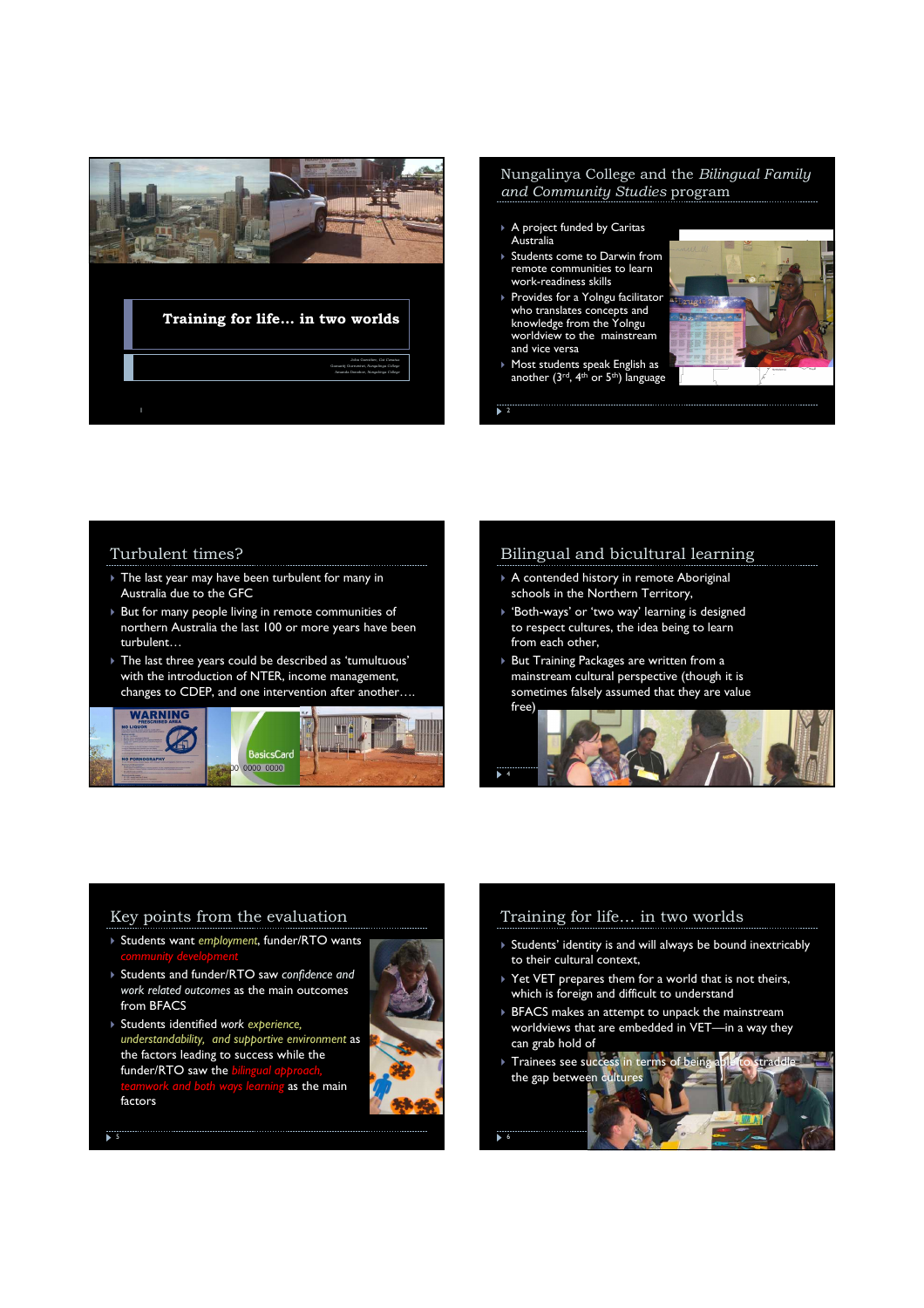# Training for life… in two worlds

John Gauntlett, Caritas Australia
Amanda Davidson, Nungalinya College

## Nungalinya College and the *Bilingual Family and Community Studies* program

- A project funded by Caritas Australia
- Students come to Darwin from remote communities to learn work-readiness skills
- Provides for a Yolngu facilitator who translates concepts and knowledge from the Yolngu worldview to the mainstream and vice versa
- Most students speak English as another (3rd, 4th or 5th) language

## Turbulent times?

- The last year may have been turbulent for many in Australia due to the GFC
- But for many people living in remote communities of northern Australia the last 100 or more years have been turbulent…
- The last three years could be described as 'tumultuous' with the introduction of NTER, income management, changes to CDEP, and one intervention after another….

## Bilingual and bicultural learning

- A contended history in remote Aboriginal schools in the Northern Territory,
- 'Both-ways' or 'two way' learning is designed to respect cultures, the idea being to learn from each other,
- But Training Packages are written from a mainstream cultural perspective (though it is sometimes falsely assumed that they are value free)

## Key points from the evaluation

- Students want *employment*, funder/RTO wants *community development*
- Students and funder/RTO saw *confidence and work related outcomes* as the main outcomes from BFACS
- Students identified *work experience, understandability, and supportive environment* as the factors leading to success while the funder/RTO saw the *bilingual approach, teamwork and both ways learning* as the main factors

## Training for life… in two worlds

- Students' identity is and will always be bound inextricably to their cultural context,
- Yet VET prepares them for a world that is not theirs, which is foreign and difficult to understand
- BFACS makes an attempt to unpack the mainstream worldviews that are embedded in VET—in a way they can grab hold of
- Trainees see success in terms of being able to straddle the gap between cultures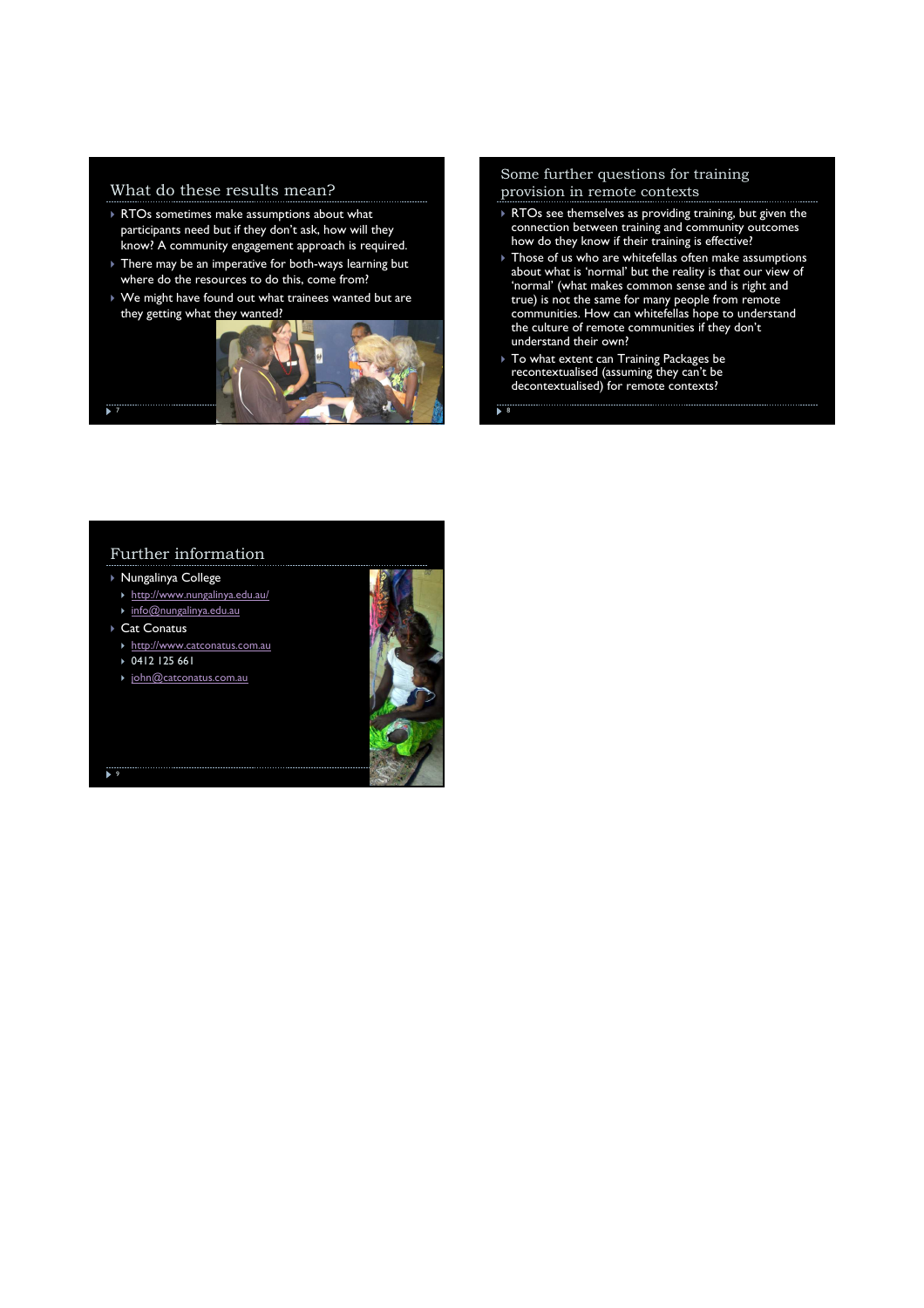## What do these results mean?

- RTOs sometimes make assumptions about what participants need but if they don't ask, how will they know? A community engagement approach is required.
- There may be an imperative for both-ways learning but where do the resources to do this, come from?
- We might have found out what trainees wanted but are they getting what they wanted?

## Some further questions for training provision in remote contexts

- RTOs see themselves as providing training, but given the connection between training and community outcomes how do they know if their training is effective?
- Those of us who are whitefellas often make assumptions about what is 'normal' but the reality is that our view of 'normal' (what makes common sense and is right and true) is not the same for many people from remote communities. How can whitefellas hope to understand the culture of remote communities if they don't understand their own?
- To what extent can Training Packages be recontextualised (assuming they can't be decontextualised) for remote contexts?

## Further information

- Nungalinya College
  - http://www.nungalinya.edu.au/
  - info@nungalinya.edu.au
- Cat Conatus
  - http://www.catconatus.com.au
  - 0412 125 661
  - john@catconatus.com.au